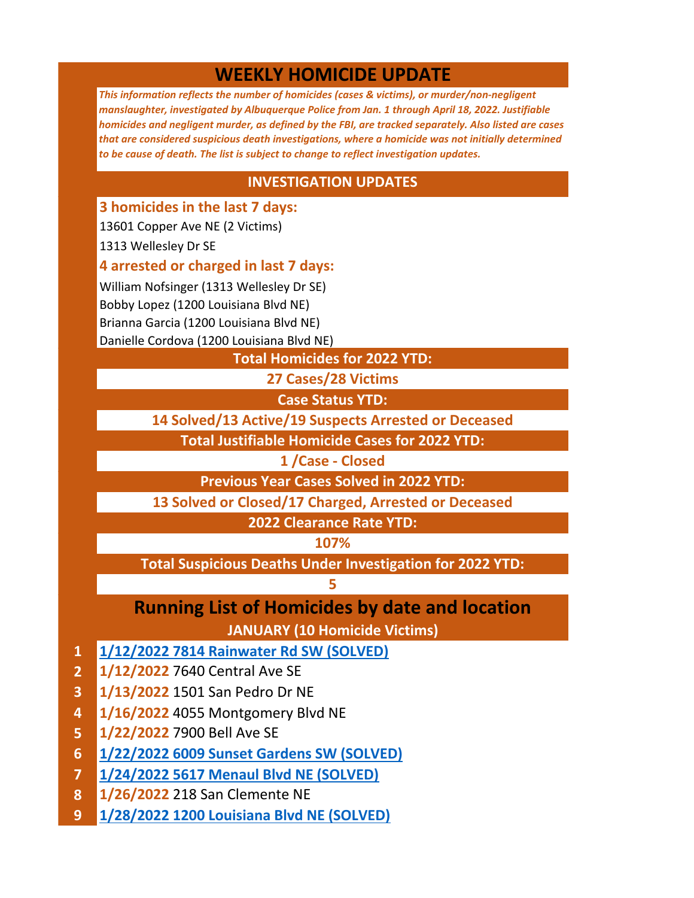# WEEKLY HOMICIDE UPDATE

*This information reflects the number of homicides (cases & victims), or murder/non-negligent manslaughter, investigated by Albuquerque Police from Jan. 1 through April 18, 2022. Justifiable homicides and negligent murder, as defined by the FBI, are tracked separately. Also listed are cases that are considered suspicious death investigations, where a homicide was not initially determined to be cause of death. The list is subject to change to reflect investigation updates.*

## INVESTIGATION UPDATES

**3 homicides in the last 7 days:**

13601 Copper Ave NE (2 Victims)

1313 Wellesley Dr SE

**4 arrested or charged in last 7 days:**

William Nofsinger (1313 Wellesley Dr SE)

Bobby Lopez (1200 Louisiana Blvd NE)

Brianna Garcia (1200 Louisiana Blvd NE)

Danielle Cordova (1200 Louisiana Blvd NE)

**Total Homicides for 2022 YTD:**

**27 Cases/28 Victims**

**Case Status YTD:**

**14 Solved/13 Active/19 Suspects Arrested or Deceased**

**Total Justifiable Homicide Cases for 2022 YTD:**

**1 /Case - Closed**

**Previous Year Cases Solved in 2022 YTD:**

**13 Solved or Closed/17 Charged, Arrested or Deceased**

**2022 Clearance Rate YTD:**

**107%**

**Total Suspicious Deaths Under Investigation for 2022 YTD:**

**5**

## Running List of Homicides by date and location

### JANUARY (10 Homicide Victims)

1. **1/12/2022 7814 Rainwater Rd SW (SOLVED)**
2. **1/12/2022** 7640 Central Ave SE
3. **1/13/2022** 1501 San Pedro Dr NE
4. **1/16/2022** 4055 Montgomery Blvd NE
5. **1/22/2022** 7900 Bell Ave SE
6. **1/22/2022 6009 Sunset Gardens SW (SOLVED)**
7. **1/24/2022 5617 Menaul Blvd NE (SOLVED)**
8. **1/26/2022** 218 San Clemente NE
9. **1/28/2022 1200 Louisiana Blvd NE (SOLVED)**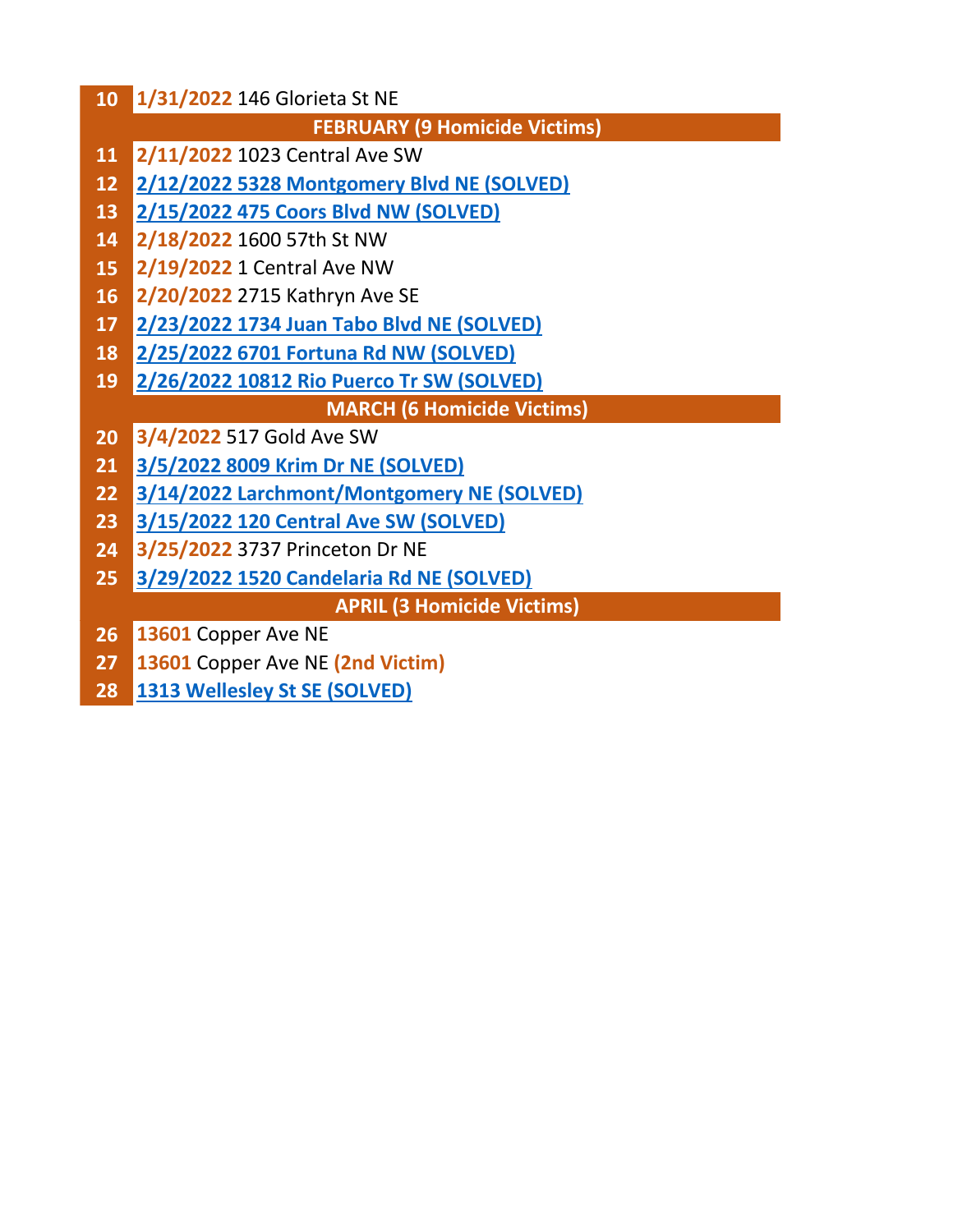| | |
|---|---|
| 10 | **1/31/2022** 146 Glorieta St NE |
| | **FEBRUARY (9 Homicide Victims)** |
| 11 | **2/11/2022** 1023 Central Ave SW |
| 12 | **2/12/2022 5328 Montgomery Blvd NE (SOLVED)** |
| 13 | **2/15/2022 475 Coors Blvd NW (SOLVED)** |
| 14 | **2/18/2022** 1600 57th St NW |
| 15 | **2/19/2022** 1 Central Ave NW |
| 16 | **2/20/2022** 2715 Kathryn Ave SE |
| 17 | **2/23/2022 1734 Juan Tabo Blvd NE (SOLVED)** |
| 18 | **2/25/2022 6701 Fortuna Rd NW (SOLVED)** |
| 19 | **2/26/2022 10812 Rio Puerco Tr SW (SOLVED)** |
| | **MARCH (6 Homicide Victims)** |
| 20 | **3/4/2022** 517 Gold Ave SW |
| 21 | **3/5/2022 8009 Krim Dr NE (SOLVED)** |
| 22 | **3/14/2022 Larchmont/Montgomery NE (SOLVED)** |
| 23 | **3/15/2022 120 Central Ave SW (SOLVED)** |
| 24 | **3/25/2022** 3737 Princeton Dr NE |
| 25 | **3/29/2022 1520 Candelaria Rd NE (SOLVED)** |
| | **APRIL (3 Homicide Victims)** |
| 26 | **13601** Copper Ave NE |
| 27 | **13601** Copper Ave NE **(2nd Victim)** |
| 28 | **1313 Wellesley St SE (SOLVED)** |